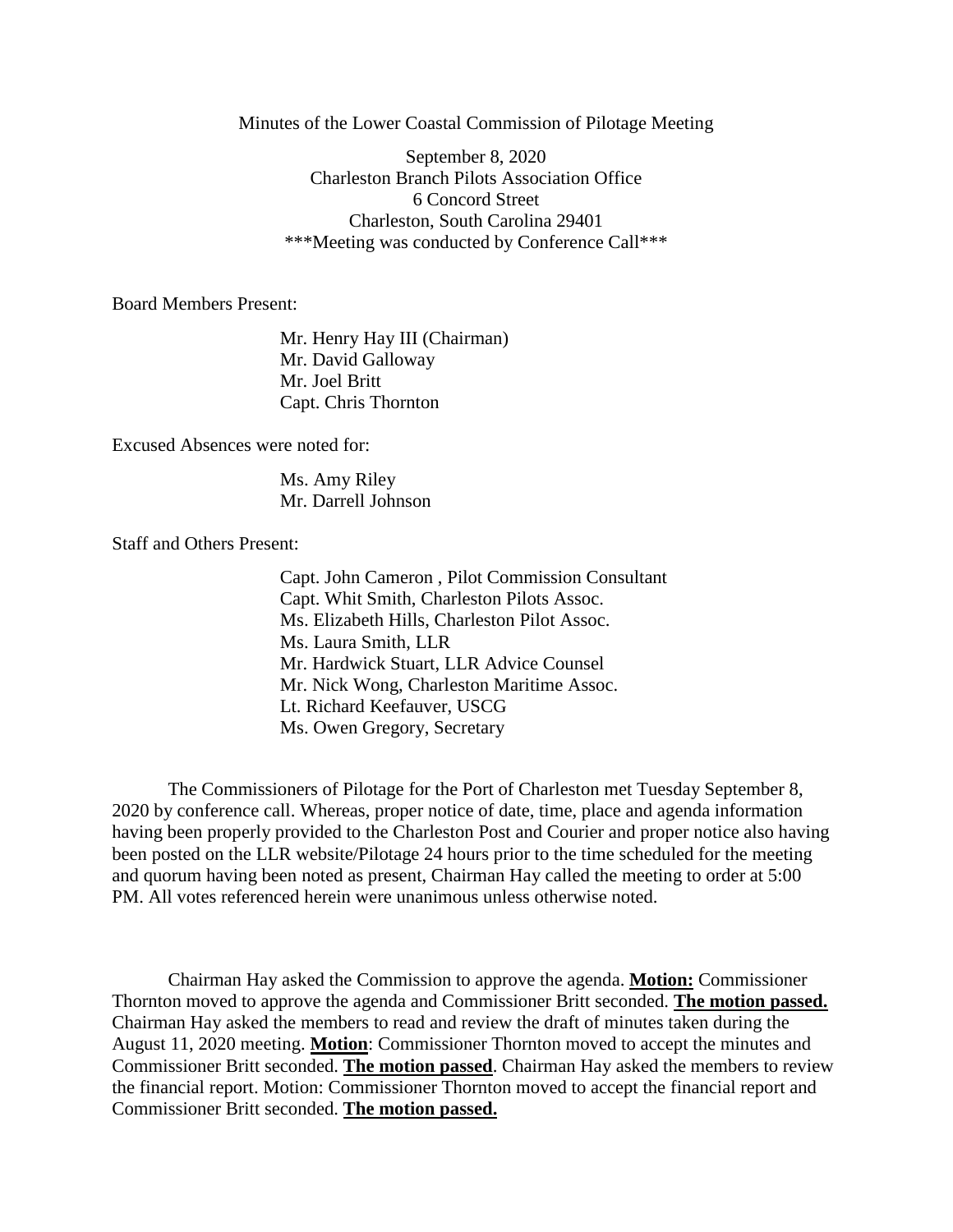Minutes of the Lower Coastal Commission of Pilotage Meeting

September 8, 2020
Charleston Branch Pilots Association Office
6 Concord Street
Charleston, South Carolina 29401
\*\*\*Meeting was conducted by Conference Call\*\*\*

Board Members Present:

Mr. Henry Hay III (Chairman)
Mr. David Galloway
Mr. Joel Britt
Capt. Chris Thornton

Excused Absences were noted for:

Ms. Amy Riley
Mr. Darrell Johnson

Staff and Others Present:

Capt. John Cameron , Pilot Commission Consultant
Capt. Whit Smith, Charleston Pilots Assoc.
Ms. Elizabeth Hills, Charleston Pilot Assoc.
Ms. Laura Smith, LLR
Mr. Hardwick Stuart, LLR Advice Counsel
Mr. Nick Wong, Charleston Maritime Assoc.
Lt. Richard Keefauver, USCG
Ms. Owen Gregory, Secretary

The Commissioners of Pilotage for the Port of Charleston met Tuesday September 8, 2020 by conference call. Whereas, proper notice of date, time, place and agenda information having been properly provided to the Charleston Post and Courier and proper notice also having been posted on the LLR website/Pilotage 24 hours prior to the time scheduled for the meeting and quorum having been noted as present, Chairman Hay called the meeting to order at 5:00 PM. All votes referenced herein were unanimous unless otherwise noted.

Chairman Hay asked the Commission to approve the agenda. **Motion:** Commissioner Thornton moved to approve the agenda and Commissioner Britt seconded. **The motion passed.** Chairman Hay asked the members to read and review the draft of minutes taken during the August 11, 2020 meeting. **Motion**: Commissioner Thornton moved to accept the minutes and Commissioner Britt seconded. **The motion passed**. Chairman Hay asked the members to review the financial report. Motion: Commissioner Thornton moved to accept the financial report and Commissioner Britt seconded. **The motion passed.**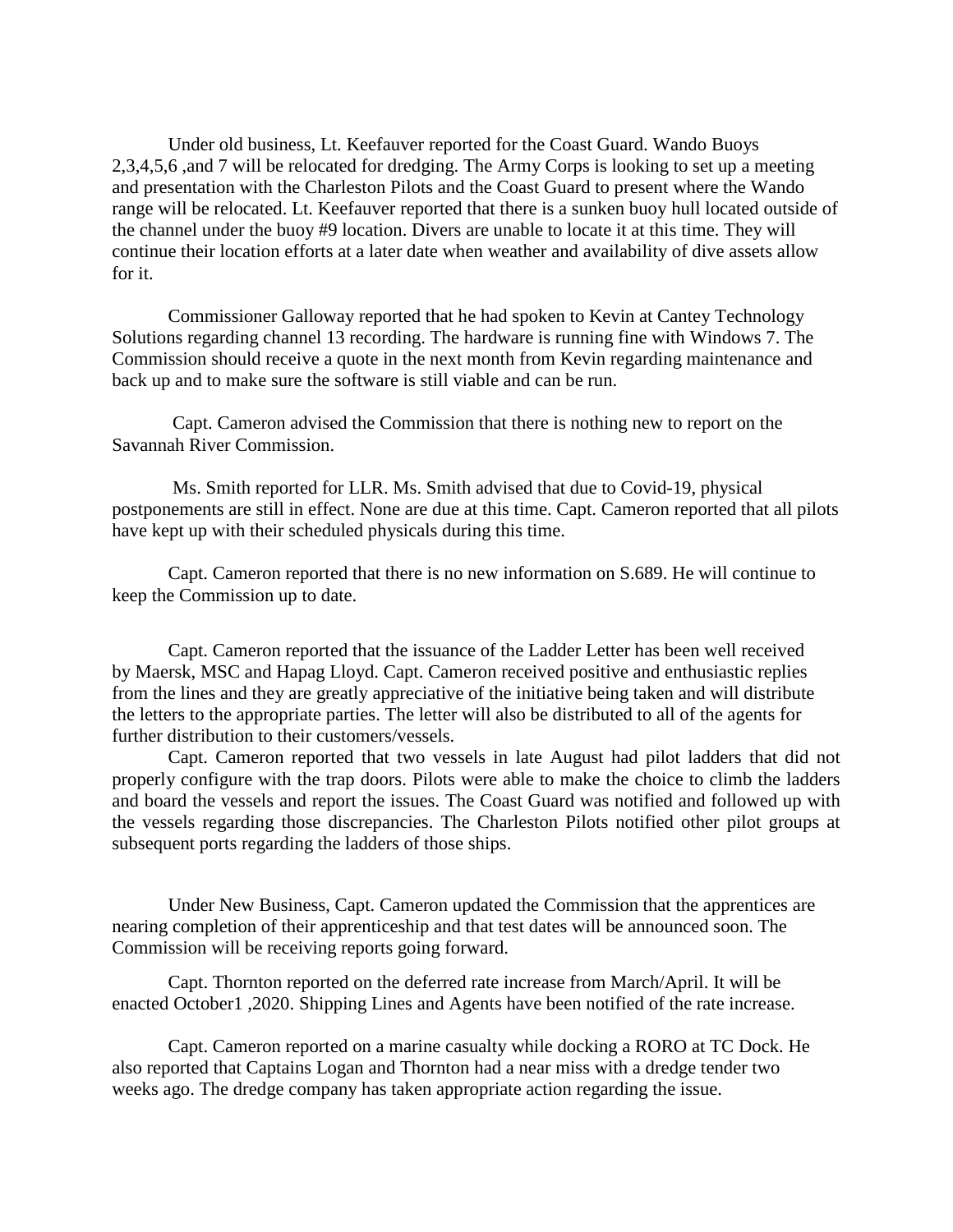Under old business, Lt. Keefauver reported for the Coast Guard. Wando Buoys 2,3,4,5,6 ,and 7 will be relocated for dredging. The Army Corps is looking to set up a meeting and presentation with the Charleston Pilots and the Coast Guard to present where the Wando range will be relocated. Lt. Keefauver reported that there is a sunken buoy hull located outside of the channel under the buoy #9 location. Divers are unable to locate it at this time. They will continue their location efforts at a later date when weather and availability of dive assets allow for it.

Commissioner Galloway reported that he had spoken to Kevin at Cantey Technology Solutions regarding channel 13 recording. The hardware is running fine with Windows 7. The Commission should receive a quote in the next month from Kevin regarding maintenance and back up and to make sure the software is still viable and can be run.

Capt. Cameron advised the Commission that there is nothing new to report on the Savannah River Commission.

Ms. Smith reported for LLR. Ms. Smith advised that due to Covid-19, physical postponements are still in effect. None are due at this time. Capt. Cameron reported that all pilots have kept up with their scheduled physicals during this time.

Capt. Cameron reported that there is no new information on S.689. He will continue to keep the Commission up to date.

Capt. Cameron reported that the issuance of the Ladder Letter has been well received by Maersk, MSC and Hapag Lloyd. Capt. Cameron received positive and enthusiastic replies from the lines and they are greatly appreciative of the initiative being taken and will distribute the letters to the appropriate parties. The letter will also be distributed to all of the agents for further distribution to their customers/vessels.

Capt. Cameron reported that two vessels in late August had pilot ladders that did not properly configure with the trap doors. Pilots were able to make the choice to climb the ladders and board the vessels and report the issues. The Coast Guard was notified and followed up with the vessels regarding those discrepancies. The Charleston Pilots notified other pilot groups at subsequent ports regarding the ladders of those ships.

Under New Business, Capt. Cameron updated the Commission that the apprentices are nearing completion of their apprenticeship and that test dates will be announced soon. The Commission will be receiving reports going forward.

Capt. Thornton reported on the deferred rate increase from March/April. It will be enacted October1 ,2020. Shipping Lines and Agents have been notified of the rate increase.

Capt. Cameron reported on a marine casualty while docking a RORO at TC Dock. He also reported that Captains Logan and Thornton had a near miss with a dredge tender two weeks ago. The dredge company has taken appropriate action regarding the issue.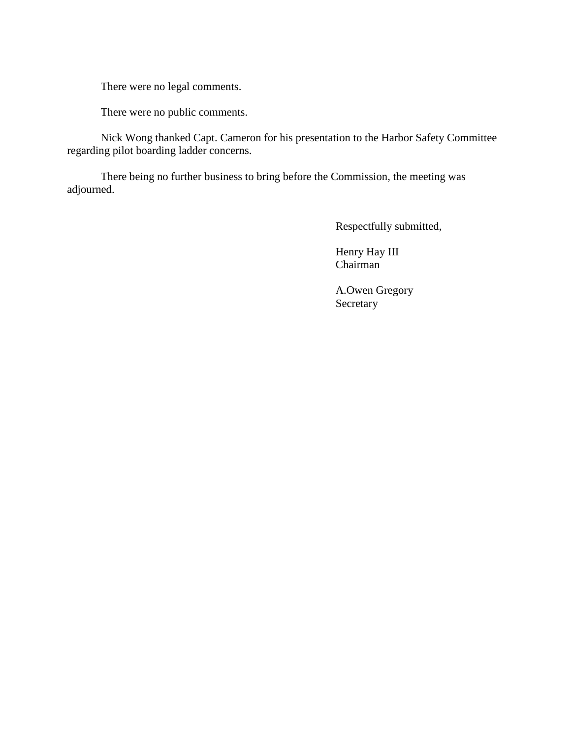There were no legal comments.

There were no public comments.

Nick Wong thanked Capt. Cameron for his presentation to the Harbor Safety Committee regarding pilot boarding ladder concerns.

There being no further business to bring before the Commission, the meeting was adjourned.

Respectfully submitted,

Henry Hay III
Chairman

A.Owen Gregory
Secretary